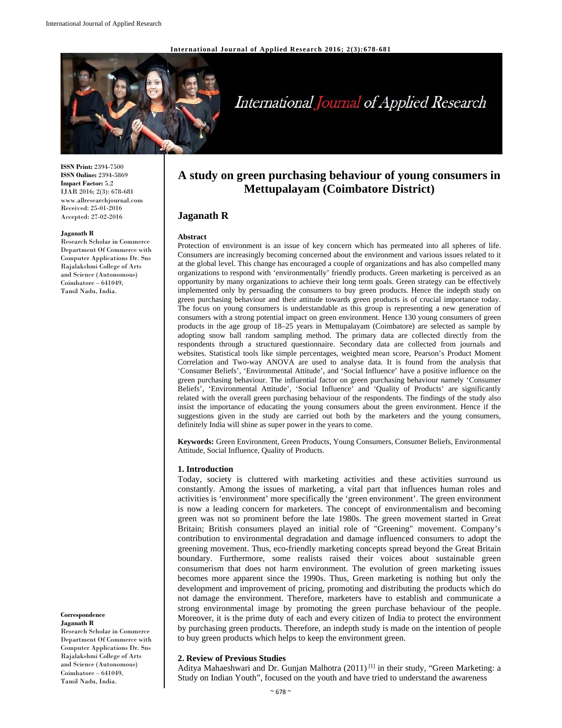**ISSN Print:** 2394-7500
**ISSN Online:** 2394-5869
**Impact Factor:** 5.2
IJAR 2016; 2(3): 678-681
www.allresearchjournal.com
Received: 25-01-2016
Accepted: 27-02-2016

**Jaganath R**
Research Scholar in Commerce Department Of Commerce with Computer Applications Dr. Sns Rajalakshmi College of Arts and Science (Autonomous) Coimbatore – 641049, Tamil Nadu, India.

**Correspondence**
**Jaganath R**
Research Scholar in Commerce Department Of Commerce with Computer Applications Dr. Sns Rajalakshmi College of Arts and Science (Autonomous) Coimbatore – 641049, Tamil Nadu, India.

# A study on green purchasing behaviour of young consumers in Mettupalayam (Coimbatore District)

## Jaganath R

### Abstract

Protection of environment is an issue of key concern which has permeated into all spheres of life. Consumers are increasingly becoming concerned about the environment and various issues related to it at the global level. This change has encouraged a couple of organizations and has also compelled many organizations to respond with 'environmentally' friendly products. Green marketing is perceived as an opportunity by many organizations to achieve their long term goals. Green strategy can be effectively implemented only by persuading the consumers to buy green products. Hence the indepth study on green purchasing behaviour and their attitude towards green products is of crucial importance today. The focus on young consumers is understandable as this group is representing a new generation of consumers with a strong potential impact on green environment. Hence 130 young consumers of green products in the age group of 18–25 years in Mettupalayam (Coimbatore) are selected as sample by adopting snow ball random sampling method. The primary data are collected directly from the respondents through a structured questionnaire. Secondary data are collected from journals and websites. Statistical tools like simple percentages, weighted mean score, Pearson's Product Moment Correlation and Two-way ANOVA are used to analyse data. It is found from the analysis that 'Consumer Beliefs', 'Environmental Attitude', and 'Social Influence' have a positive influence on the green purchasing behaviour. The influential factor on green purchasing behaviour namely 'Consumer Beliefs', 'Environmental Attitude', 'Social Influence' and 'Quality of Products' are significantly related with the overall green purchasing behaviour of the respondents. The findings of the study also insist the importance of educating the young consumers about the green environment. Hence if the suggestions given in the study are carried out both by the marketers and the young consumers, definitely India will shine as super power in the years to come.

**Keywords:** Green Environment, Green Products, Young Consumers, Consumer Beliefs, Environmental Attitude, Social Influence, Quality of Products.

### 1. Introduction

Today, society is cluttered with marketing activities and these activities surround us constantly. Among the issues of marketing, a vital part that influences human roles and activities is 'environment' more specifically the 'green environment'. The green environment is now a leading concern for marketers. The concept of environmentalism and becoming green was not so prominent before the late 1980s. The green movement started in Great Britain; British consumers played an initial role of "Greening" movement. Company's contribution to environmental degradation and damage influenced consumers to adopt the greening movement. Thus, eco-friendly marketing concepts spread beyond the Great Britain boundary. Furthermore, some realists raised their voices about sustainable green consumerism that does not harm environment. The evolution of green marketing issues becomes more apparent since the 1990s. Thus, Green marketing is nothing but only the development and improvement of pricing, promoting and distributing the products which do not damage the environment. Therefore, marketers have to establish and communicate a strong environmental image by promoting the green purchase behaviour of the people. Moreover, it is the prime duty of each and every citizen of India to protect the environment by purchasing green products. Therefore, an indepth study is made on the intention of people to buy green products which helps to keep the environment green.

### 2. Review of Previous Studies

Aditya Mahaeshwari and Dr. Gunjan Malhotra (2011) [1] in their study, "Green Marketing: a Study on Indian Youth", focused on the youth and have tried to understand the awareness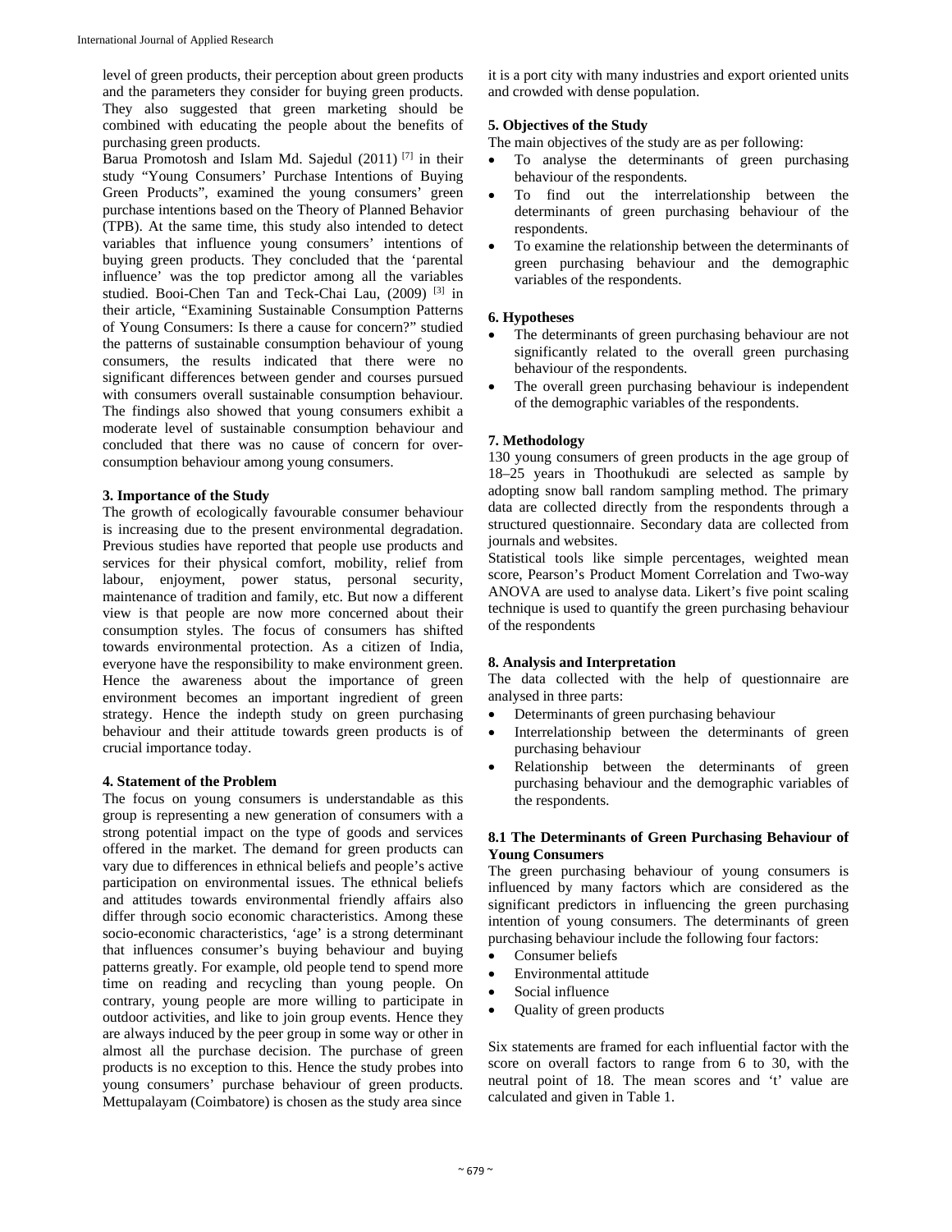level of green products, their perception about green products and the parameters they consider for buying green products. They also suggested that green marketing should be combined with educating the people about the benefits of purchasing green products.

Barua Promotosh and Islam Md. Sajedul (2011) [7] in their study "Young Consumers' Purchase Intentions of Buying Green Products", examined the young consumers' green purchase intentions based on the Theory of Planned Behavior (TPB). At the same time, this study also intended to detect variables that influence young consumers' intentions of buying green products. They concluded that the 'parental influence' was the top predictor among all the variables studied. Booi-Chen Tan and Teck-Chai Lau, (2009) [3] in their article, "Examining Sustainable Consumption Patterns of Young Consumers: Is there a cause for concern?" studied the patterns of sustainable consumption behaviour of young consumers, the results indicated that there were no significant differences between gender and courses pursued with consumers overall sustainable consumption behaviour. The findings also showed that young consumers exhibit a moderate level of sustainable consumption behaviour and concluded that there was no cause of concern for over-consumption behaviour among young consumers.

### 3. Importance of the Study

The growth of ecologically favourable consumer behaviour is increasing due to the present environmental degradation. Previous studies have reported that people use products and services for their physical comfort, mobility, relief from labour, enjoyment, power status, personal security, maintenance of tradition and family, etc. But now a different view is that people are now more concerned about their consumption styles. The focus of consumers has shifted towards environmental protection. As a citizen of India, everyone have the responsibility to make environment green. Hence the awareness about the importance of green environment becomes an important ingredient of green strategy. Hence the indepth study on green purchasing behaviour and their attitude towards green products is of crucial importance today.

### 4. Statement of the Problem

The focus on young consumers is understandable as this group is representing a new generation of consumers with a strong potential impact on the type of goods and services offered in the market. The demand for green products can vary due to differences in ethnical beliefs and people's active participation on environmental issues. The ethnical beliefs and attitudes towards environmental friendly affairs also differ through socio economic characteristics. Among these socio-economic characteristics, 'age' is a strong determinant that influences consumer's buying behaviour and buying patterns greatly. For example, old people tend to spend more time on reading and recycling than young people. On contrary, young people are more willing to participate in outdoor activities, and like to join group events. Hence they are always induced by the peer group in some way or other in almost all the purchase decision. The purchase of green products is no exception to this. Hence the study probes into young consumers' purchase behaviour of green products. Mettupalayam (Coimbatore) is chosen as the study area since it is a port city with many industries and export oriented units and crowded with dense population.

### 5. Objectives of the Study

The main objectives of the study are as per following:

- To analyse the determinants of green purchasing behaviour of the respondents.
- To find out the interrelationship between the determinants of green purchasing behaviour of the respondents.
- To examine the relationship between the determinants of green purchasing behaviour and the demographic variables of the respondents.

### 6. Hypotheses

- The determinants of green purchasing behaviour are not significantly related to the overall green purchasing behaviour of the respondents.
- The overall green purchasing behaviour is independent of the demographic variables of the respondents.

### 7. Methodology

130 young consumers of green products in the age group of 18–25 years in Thoothukudi are selected as sample by adopting snow ball random sampling method. The primary data are collected directly from the respondents through a structured questionnaire. Secondary data are collected from journals and websites.

Statistical tools like simple percentages, weighted mean score, Pearson's Product Moment Correlation and Two-way ANOVA are used to analyse data. Likert's five point scaling technique is used to quantify the green purchasing behaviour of the respondents

### 8. Analysis and Interpretation

The data collected with the help of questionnaire are analysed in three parts:

- Determinants of green purchasing behaviour
- Interrelationship between the determinants of green purchasing behaviour
- Relationship between the determinants of green purchasing behaviour and the demographic variables of the respondents.

#### 8.1 The Determinants of Green Purchasing Behaviour of Young Consumers

The green purchasing behaviour of young consumers is influenced by many factors which are considered as the significant predictors in influencing the green purchasing intention of young consumers. The determinants of green purchasing behaviour include the following four factors:

- Consumer beliefs
- Environmental attitude
- Social influence
- Quality of green products

Six statements are framed for each influential factor with the score on overall factors to range from 6 to 30, with the neutral point of 18. The mean scores and 't' value are calculated and given in Table 1.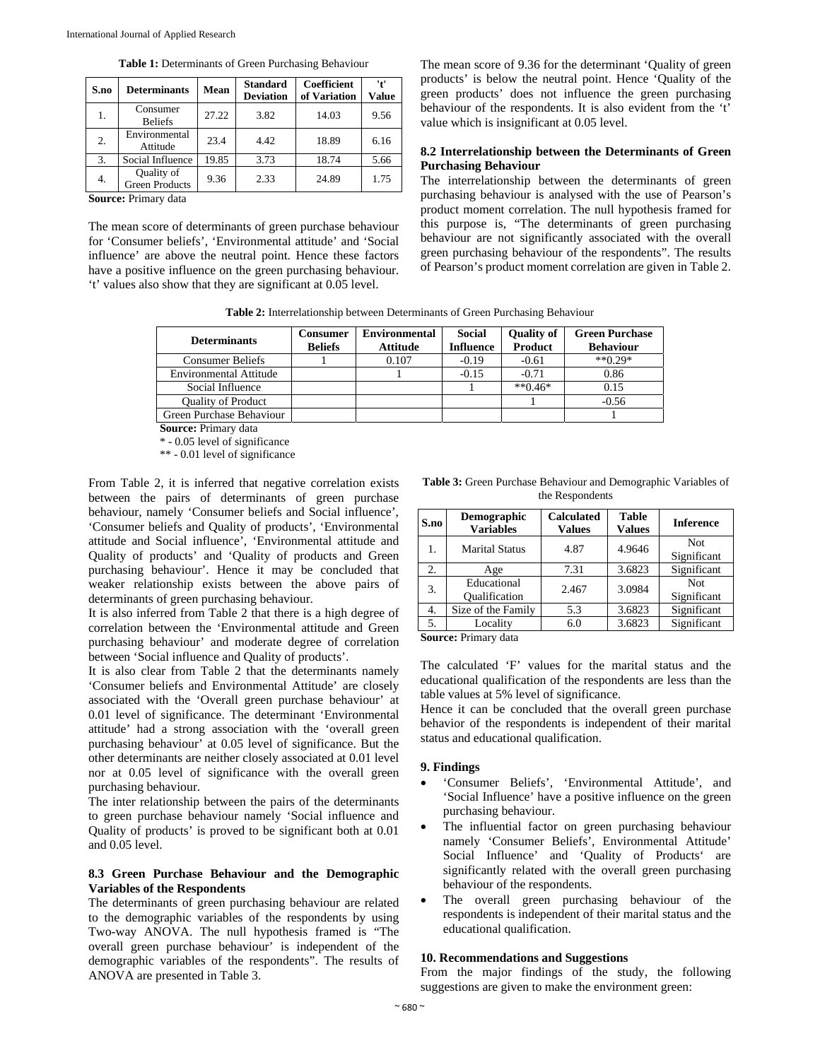**Table 1:** Determinants of Green Purchasing Behaviour

| S.no | Determinants | Mean | Standard Deviation | Coefficient of Variation | 't' Value |
|---|---|---|---|---|---|
| 1. | Consumer Beliefs | 27.22 | 3.82 | 14.03 | 9.56 |
| 2. | Environmental Attitude | 23.4 | 4.42 | 18.89 | 6.16 |
| 3. | Social Influence | 19.85 | 3.73 | 18.74 | 5.66 |
| 4. | Quality of Green Products | 9.36 | 2.33 | 24.89 | 1.75 |

**Source:** Primary data

The mean score of determinants of green purchase behaviour for 'Consumer beliefs', 'Environmental attitude' and 'Social influence' are above the neutral point. Hence these factors have a positive influence on the green purchasing behaviour. 't' values also show that they are significant at 0.05 level.

The mean score of 9.36 for the determinant 'Quality of green products' is below the neutral point. Hence 'Quality of the green products' does not influence the green purchasing behaviour of the respondents. It is also evident from the 't' value which is insignificant at 0.05 level.

### 8.2 Interrelationship between the Determinants of Green Purchasing Behaviour

The interrelationship between the determinants of green purchasing behaviour is analysed with the use of Pearson's product moment correlation. The null hypothesis framed for this purpose is, "The determinants of green purchasing behaviour are not significantly associated with the overall green purchasing behaviour of the respondents". The results of Pearson's product moment correlation are given in Table 2.

**Table 2:** Interrelationship between Determinants of Green Purchasing Behaviour

| Determinants | Consumer Beliefs | Environmental Attitude | Social Influence | Quality of Product | Green Purchase Behaviour |
|---|---|---|---|---|---|
| Consumer Beliefs | 1 | 0.107 | -0.19 | -0.61 | **0.29* |
| Environmental Attitude | | 1 | -0.15 | -0.71 | 0.86 |
| Social Influence | | | 1 | **0.46* | 0.15 |
| Quality of Product | | | | 1 | -0.56 |
| Green Purchase Behaviour | | | | | 1 |

**Source:** Primary data

* - 0.05 level of significance

** - 0.01 level of significance

From Table 2, it is inferred that negative correlation exists between the pairs of determinants of green purchase behaviour, namely 'Consumer beliefs and Social influence', 'Consumer beliefs and Quality of products', 'Environmental attitude and Social influence', 'Environmental attitude and Quality of products' and 'Quality of products and Green purchasing behaviour'. Hence it may be concluded that weaker relationship exists between the above pairs of determinants of green purchasing behaviour.

It is also inferred from Table 2 that there is a high degree of correlation between the 'Environmental attitude and Green purchasing behaviour' and moderate degree of correlation between 'Social influence and Quality of products'.

It is also clear from Table 2 that the determinants namely 'Consumer beliefs and Environmental Attitude' are closely associated with the 'Overall green purchase behaviour' at 0.01 level of significance. The determinant 'Environmental attitude' had a strong association with the 'overall green purchasing behaviour' at 0.05 level of significance. But the other determinants are neither closely associated at 0.01 level nor at 0.05 level of significance with the overall green purchasing behaviour.

The inter relationship between the pairs of the determinants to green purchase behaviour namely 'Social influence and Quality of products' is proved to be significant both at 0.01 and 0.05 level.

### 8.3 Green Purchase Behaviour and the Demographic Variables of the Respondents

The determinants of green purchasing behaviour are related to the demographic variables of the respondents by using Two-way ANOVA. The null hypothesis framed is "The overall green purchase behaviour' is independent of the demographic variables of the respondents". The results of ANOVA are presented in Table 3.

**Table 3:** Green Purchase Behaviour and Demographic Variables of the Respondents

| S.no | Demographic Variables | Calculated Values | Table Values | Inference |
|---|---|---|---|---|
| 1. | Marital Status | 4.87 | 4.9646 | Not Significant |
| 2. | Age | 7.31 | 3.6823 | Significant |
| 3. | Educational Qualification | 2.467 | 3.0984 | Not Significant |
| 4. | Size of the Family | 5.3 | 3.6823 | Significant |
| 5. | Locality | 6.0 | 3.6823 | Significant |

**Source:** Primary data

The calculated 'F' values for the marital status and the educational qualification of the respondents are less than the table values at 5% level of significance.

Hence it can be concluded that the overall green purchase behavior of the respondents is independent of their marital status and educational qualification.

## 9. Findings

- 'Consumer Beliefs', 'Environmental Attitude', and 'Social Influence' have a positive influence on the green purchasing behaviour.
- The influential factor on green purchasing behaviour namely 'Consumer Beliefs', Environmental Attitude' Social Influence' and 'Quality of Products' are significantly related with the overall green purchasing behaviour of the respondents.
- The overall green purchasing behaviour of the respondents is independent of their marital status and the educational qualification.

## 10. Recommendations and Suggestions

From the major findings of the study, the following suggestions are given to make the environment green: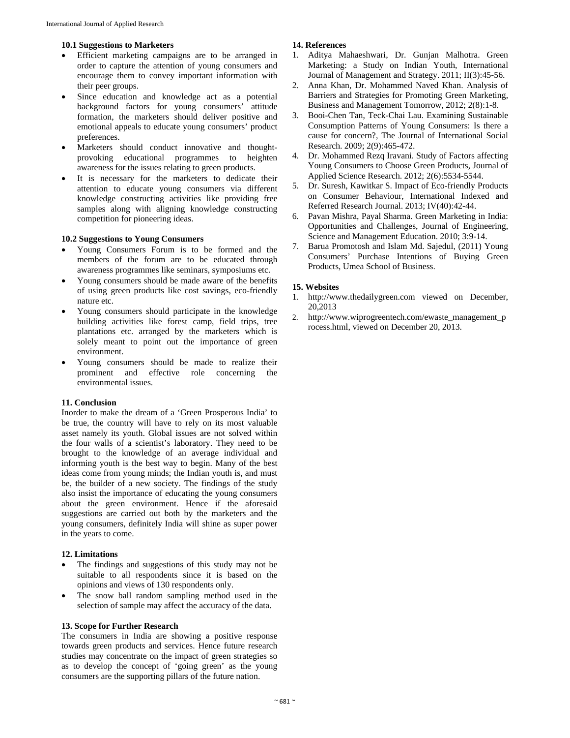### 10.1 Suggestions to Marketers

- Efficient marketing campaigns are to be arranged in order to capture the attention of young consumers and encourage them to convey important information with their peer groups.
- Since education and knowledge act as a potential background factors for young consumers' attitude formation, the marketers should deliver positive and emotional appeals to educate young consumers' product preferences.
- Marketers should conduct innovative and thought-provoking educational programmes to heighten awareness for the issues relating to green products.
- It is necessary for the marketers to dedicate their attention to educate young consumers via different knowledge constructing activities like providing free samples along with aligning knowledge constructing competition for pioneering ideas.

### 10.2 Suggestions to Young Consumers

- Young Consumers Forum is to be formed and the members of the forum are to be educated through awareness programmes like seminars, symposiums etc.
- Young consumers should be made aware of the benefits of using green products like cost savings, eco-friendly nature etc.
- Young consumers should participate in the knowledge building activities like forest camp, field trips, tree plantations etc. arranged by the marketers which is solely meant to point out the importance of green environment.
- Young consumers should be made to realize their prominent and effective role concerning the environmental issues.

## 11. Conclusion

Inorder to make the dream of a 'Green Prosperous India' to be true, the country will have to rely on its most valuable asset namely its youth. Global issues are not solved within the four walls of a scientist's laboratory. They need to be brought to the knowledge of an average individual and informing youth is the best way to begin. Many of the best ideas come from young minds; the Indian youth is, and must be, the builder of a new society. The findings of the study also insist the importance of educating the young consumers about the green environment. Hence if the aforesaid suggestions are carried out both by the marketers and the young consumers, definitely India will shine as super power in the years to come.

## 12. Limitations

- The findings and suggestions of this study may not be suitable to all respondents since it is based on the opinions and views of 130 respondents only.
- The snow ball random sampling method used in the selection of sample may affect the accuracy of the data.

## 13. Scope for Further Research

The consumers in India are showing a positive response towards green products and services. Hence future research studies may concentrate on the impact of green strategies so as to develop the concept of 'going green' as the young consumers are the supporting pillars of the future nation.

## 14. References

1. Aditya Mahaeshwari, Dr. Gunjan Malhotra. Green Marketing: a Study on Indian Youth, International Journal of Management and Strategy. 2011; II(3):45-56.
2. Anna Khan, Dr. Mohammed Naved Khan. Analysis of Barriers and Strategies for Promoting Green Marketing, Business and Management Tomorrow, 2012; 2(8):1-8.
3. Booi-Chen Tan, Teck-Chai Lau. Examining Sustainable Consumption Patterns of Young Consumers: Is there a cause for concern?, The Journal of International Social Research. 2009; 2(9):465-472.
4. Dr. Mohammed Rezq Iravani. Study of Factors affecting Young Consumers to Choose Green Products, Journal of Applied Science Research. 2012; 2(6):5534-5544.
5. Dr. Suresh, Kawitkar S. Impact of Eco-friendly Products on Consumer Behaviour, International Indexed and Referred Research Journal. 2013; IV(40):42-44.
6. Pavan Mishra, Payal Sharma. Green Marketing in India: Opportunities and Challenges, Journal of Engineering, Science and Management Education. 2010; 3:9-14.
7. Barua Promotosh and Islam Md. Sajedul, (2011) Young Consumers' Purchase Intentions of Buying Green Products, Umea School of Business.

## 15. Websites

1. http://www.thedailygreen.com viewed on December, 20,2013
2. http://www.wiprogreentech.com/ewaste_management_process.html, viewed on December 20, 2013.